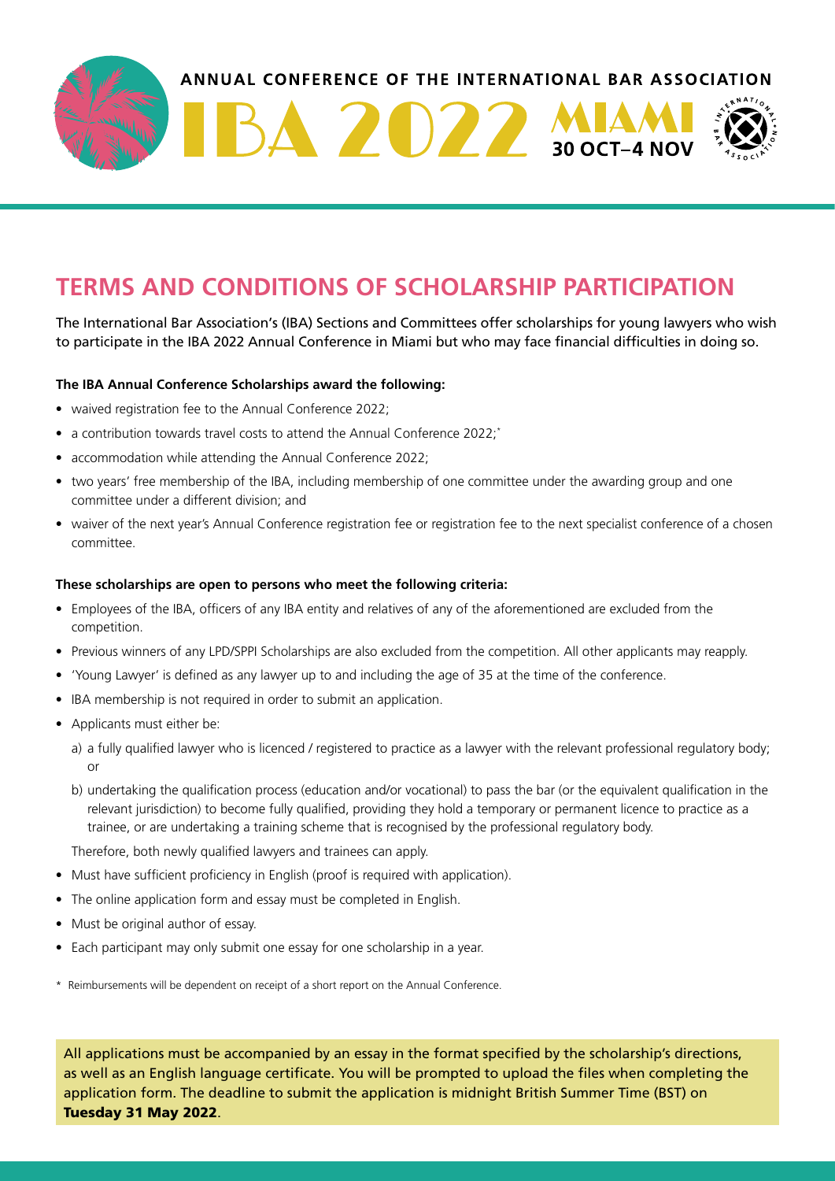ANNUAL CONFERENCE OF THE INTERNATIONAL BAR ASSOCIATION

IBA 2022 MIAMI 30 OCT–4 NOV

# TERMS AND CONDITIONS OF SCHOLARSHIP PARTICIPATION

The International Bar Association's (IBA) Sections and Committees offer scholarships for young lawyers who wish to participate in the IBA 2022 Annual Conference in Miami but who may face financial difficulties in doing so.

**The IBA Annual Conference Scholarships award the following:**

- waived registration fee to the Annual Conference 2022;
- a contribution towards travel costs to attend the Annual Conference 2022;*
- accommodation while attending the Annual Conference 2022;
- two years' free membership of the IBA, including membership of one committee under the awarding group and one committee under a different division; and
- waiver of the next year's Annual Conference registration fee or registration fee to the next specialist conference of a chosen committee.

**These scholarships are open to persons who meet the following criteria:**

- Employees of the IBA, officers of any IBA entity and relatives of any of the aforementioned are excluded from the competition.
- Previous winners of any LPD/SPPI Scholarships are also excluded from the competition. All other applicants may reapply.
- 'Young Lawyer' is defined as any lawyer up to and including the age of 35 at the time of the conference.
- IBA membership is not required in order to submit an application.
- Applicants must either be:
  a) a fully qualified lawyer who is licenced / registered to practice as a lawyer with the relevant professional regulatory body; or
  b) undertaking the qualification process (education and/or vocational) to pass the bar (or the equivalent qualification in the relevant jurisdiction) to become fully qualified, providing they hold a temporary or permanent licence to practice as a trainee, or are undertaking a training scheme that is recognised by the professional regulatory body.

  Therefore, both newly qualified lawyers and trainees can apply.
- Must have sufficient proficiency in English (proof is required with application).
- The online application form and essay must be completed in English.
- Must be original author of essay.
- Each participant may only submit one essay for one scholarship in a year.

\* Reimbursements will be dependent on receipt of a short report on the Annual Conference.

All applications must be accompanied by an essay in the format specified by the scholarship's directions, as well as an English language certificate. You will be prompted to upload the files when completing the application form. The deadline to submit the application is midnight British Summer Time (BST) on **Tuesday 31 May 2022**.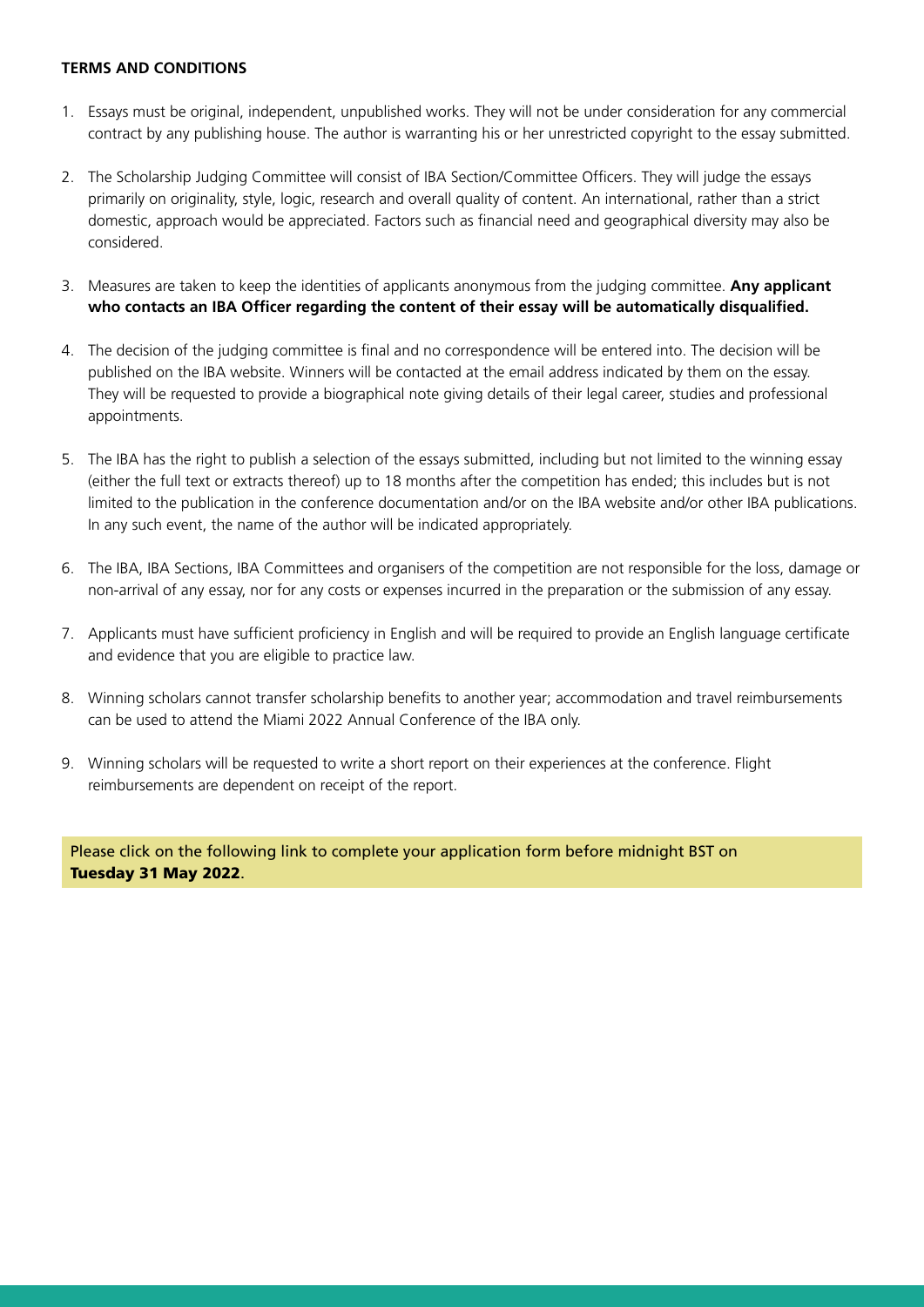**TERMS AND CONDITIONS**

1. Essays must be original, independent, unpublished works. They will not be under consideration for any commercial contract by any publishing house. The author is warranting his or her unrestricted copyright to the essay submitted.

2. The Scholarship Judging Committee will consist of IBA Section/Committee Officers. They will judge the essays primarily on originality, style, logic, research and overall quality of content. An international, rather than a strict domestic, approach would be appreciated. Factors such as financial need and geographical diversity may also be considered.

3. Measures are taken to keep the identities of applicants anonymous from the judging committee. **Any applicant who contacts an IBA Officer regarding the content of their essay will be automatically disqualified.**

4. The decision of the judging committee is final and no correspondence will be entered into. The decision will be published on the IBA website. Winners will be contacted at the email address indicated by them on the essay. They will be requested to provide a biographical note giving details of their legal career, studies and professional appointments.

5. The IBA has the right to publish a selection of the essays submitted, including but not limited to the winning essay (either the full text or extracts thereof) up to 18 months after the competition has ended; this includes but is not limited to the publication in the conference documentation and/or on the IBA website and/or other IBA publications. In any such event, the name of the author will be indicated appropriately.

6. The IBA, IBA Sections, IBA Committees and organisers of the competition are not responsible for the loss, damage or non-arrival of any essay, nor for any costs or expenses incurred in the preparation or the submission of any essay.

7. Applicants must have sufficient proficiency in English and will be required to provide an English language certificate and evidence that you are eligible to practice law.

8. Winning scholars cannot transfer scholarship benefits to another year; accommodation and travel reimbursements can be used to attend the Miami 2022 Annual Conference of the IBA only.

9. Winning scholars will be requested to write a short report on their experiences at the conference. Flight reimbursements are dependent on receipt of the report.

Please click on the following link to complete your application form before midnight BST on **Tuesday 31 May 2022**.